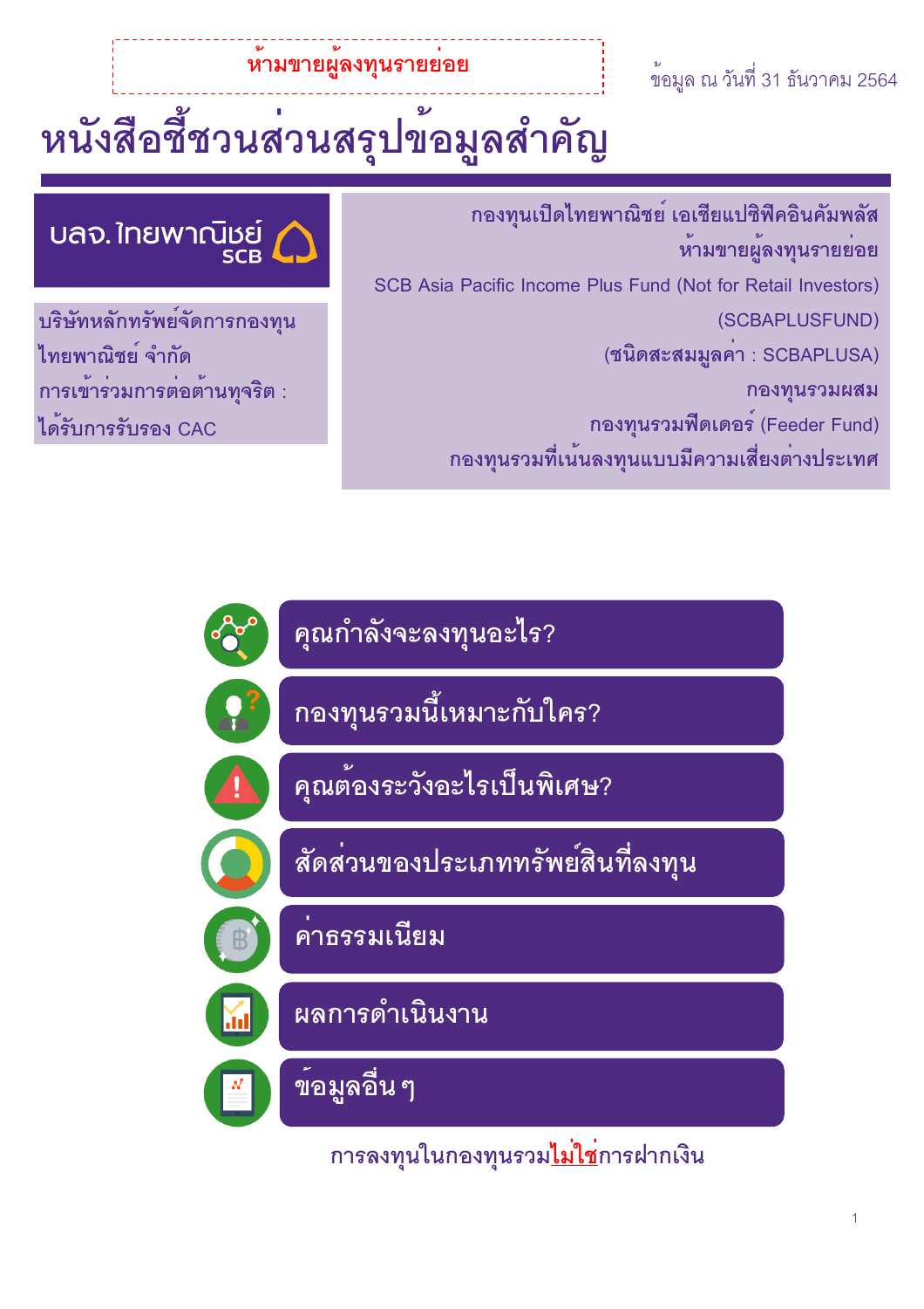ห้ามขายผู้ลงทุนรายย่อย

ข้อมูล ณ วันที่ 31 ธันวาคม 2564

# หนังสือชี้ชวนส่วนสรุปข้อมูลสำคัญ

บลจ.ไทยพาณิชย์ SCB

บริษัทหลักทรัพย์จัดการกองทุนไทยพาณิชย์ จำกัด

การเข้าร่วมการต่อต้านทุจริต : ได้รับการรับรอง CAC

กองทุนเปิดไทยพาณิชย์ เอเชียแปซิฟิคอินคัมพลัส ห้ามขายผู้ลงทุนรายย่อย

SCB Asia Pacific Income Plus Fund (Not for Retail Investors)

(SCBAPLUSFUND)

(ชนิดสะสมมูลค่า : SCBAPLUSA)

กองทุนรวมผสม

กองทุนรวมฟีดเดอร์ (Feeder Fund)

กองทุนรวมที่เน้นลงทุนแบบมีความเสี่ยงต่างประเทศ

- คุณกำลังจะลงทุนอะไร?
- กองทุนรวมนี้เหมาะกับใคร?
- คุณต้องระวังอะไรเป็นพิเศษ?
- สัดส่วนของประเภททรัพย์สินที่ลงทุน
- ค่าธรรมเนียม
- ผลการดำเนินงาน
- ข้อมูลอื่น ๆ

การลงทุนในกองทุนรวม**ไม่ใช่**การฝากเงิน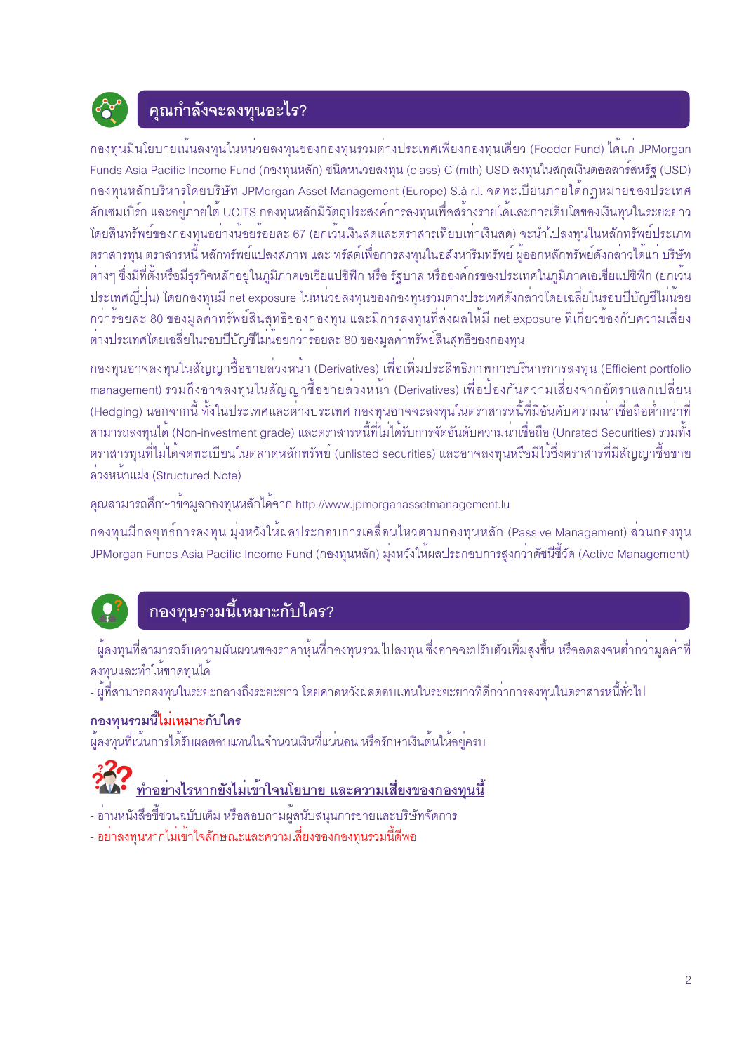## คุณกำลังจะลงทุนอะไร?

กองทุนมีนโยบายเน้นลงทุนในหน่วยลงทุนของกองทุนรวมต่างประเทศเพียงกองทุนเดียว (Feeder Fund) ได้แก่ JPMorgan Funds Asia Pacific Income Fund (กองทุนหลัก) ชนิดหน่วยลงทุน (class) C (mth) USD ลงทุนในสกุลเงินดอลลาร์สหรัฐ (USD) กองทุนหลักบริหารโดยบริษัท JPMorgan Asset Management (Europe) S.à r.l. จดทะเบียนภายใต้กฎหมายของประเทศลักเซมเบิร์ก และอยู่ภายใต้ UCITS กองทุนหลักมีวัตถุประสงค์การลงทุนเพื่อสร้างรายได้และการเติบโตของเงินทุนในระยะยาว โดยสินทรัพย์ของกองทุนอย่างน้อยร้อยละ 67 (ยกเว้นเงินสดและตราสารเทียบเท่าเงินสด) จะนำไปลงทุนในหลักทรัพย์ประเภทตราสารทุน ตราสารหนี้ หลักทรัพย์แปลงสภาพ และ ทรัสต์เพื่อการลงทุนในอสังหาริมทรัพย์ ผู้ออกหลักทรัพย์ดังกล่าวได้แก่ บริษัทต่างๆ ซึ่งมีที่ตั้งหรือมีธุรกิจหลักอยู่ในภูมิภาคเอเชียแปซิฟิก หรือ รัฐบาล หรือองค์กรของประเทศในภูมิภาคเอเชียแปซิฟิก (ยกเว้นประเทศญี่ปุ่น) โดยกองทุนมี net exposure ในหน่วยลงทุนของกองทุนรวมต่างประเทศดังกล่าวโดยเฉลี่ยในรอบปีบัญชีไม่น้อยกว่าร้อยละ 80 ของมูลค่าทรัพย์สินสุทธิของกองทุน และมีการลงทุนที่ส่งผลให้มี net exposure ที่เกี่ยวข้องกับความเสี่ยงต่างประเทศโดยเฉลี่ยในรอบปีบัญชีไม่น้อยกว่าร้อยละ 80 ของมูลค่าทรัพย์สินสุทธิของกองทุน

กองทุนอาจลงทุนในสัญญาซื้อขายล่วงหน้า (Derivatives) เพื่อเพิ่มประสิทธิภาพการบริหารการลงทุน (Efficient portfolio management) รวมถึงอาจลงทุนในสัญญาซื้อขายล่วงหน้า (Derivatives) เพื่อป้องกันความเสี่ยงจากอัตราแลกเปลี่ยน (Hedging) นอกจากนี้ ทั้งในประเทศและต่างประเทศ กองทุนอาจจะลงทุนในตราสารหนี้ที่มีอันดับความน่าเชื่อถือต่ำกว่าที่สามารถลงทุนได้ (Non-investment grade) และตราสารหนี้ที่ไม่ได้รับการจัดอันดับความน่าเชื่อถือ (Unrated Securities) รวมทั้งตราสารทุนที่ไม่ได้จดทะเบียนในตลาดหลักทรัพย์ (unlisted securities) และอาจลงทุนหรือมีไว้ซึ่งตราสารที่มีสัญญาซื้อขายล่วงหน้าแฝง (Structured Note)

คุณสามารถศึกษาข้อมูลกองทุนหลักได้จาก http://www.jpmorganassetmanagement.lu

กองทุนมีกลยุทธ์การลงทุน มุ่งหวังให้ผลประกอบการเคลื่อนไหวตามกองทุนหลัก (Passive Management) ส่วนกองทุน JPMorgan Funds Asia Pacific Income Fund (กองทุนหลัก) มุ่งหวังให้ผลประกอบการสูงกว่าดัชนีชี้วัด (Active Management)

## กองทุนรวมนี้เหมาะกับใคร?

- ผู้ลงทุนที่สามารถรับความผันผวนของราคาหุ้นที่กองทุนรวมไปลงทุน ซึ่งอาจจะปรับตัวเพิ่มสูงขึ้น หรือลดลงจนต่ำกว่ามูลค่าที่ลงทุนและทำให้ขาดทุนได้
- ผู้ที่สามารถลงทุนในระยะกลางถึงระยะยาว โดยคาดหวังผลตอบแทนในระยะยาวที่ดีกว่าการลงทุนในตราสารหนี้ทั่วไป

**กองทุนรวมนี้ไม่เหมาะกับใคร**

ผู้ลงทุนที่เน้นการได้รับผลตอบแทนในจำนวนเงินที่แน่นอน หรือรักษาเงินต้นให้อยู่ครบ

**ทำอย่างไรหากยังไม่เข้าใจนโยบาย และความเสี่ยงของกองทุนนี้**

- อ่านหนังสือชี้ชวนฉบับเต็ม หรือสอบถามผู้สนับสนุนการขายและบริษัทจัดการ
- อย่าลงทุนหากไม่เข้าใจลักษณะและความเสี่ยงของกองทุนรวมนี้ดีพอ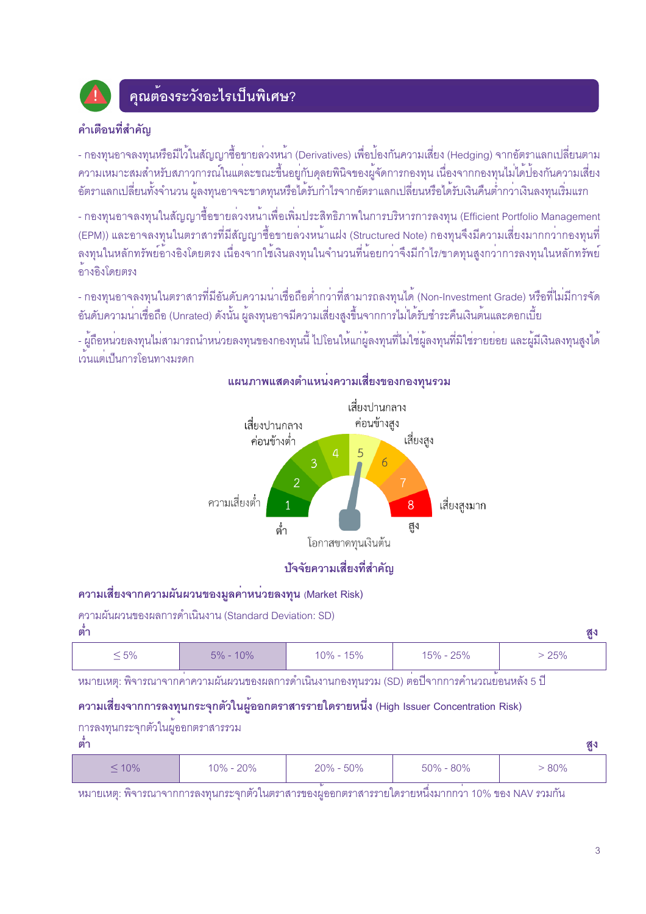## คุณต้องระวังอะไรเป็นพิเศษ?

**คำเตือนที่สำคัญ**

- กองทุนอาจลงทุนหรือมีไว้ในสัญญาซื้อขายล่วงหน้า (Derivatives) เพื่อป้องกันความเสี่ยง (Hedging) จากอัตราแลกเปลี่ยนตามความเหมาะสมสำหรับสภาวการณ์ในแต่ละขณะขึ้นอยู่กับดุลยพินิจของผู้จัดการกองทุน เนื่องจากกองทุนไม่ได้ป้องกันความเสี่ยงอัตราแลกเปลี่ยนทั้งจำนวน ผู้ลงทุนอาจจะขาดทุนหรือได้รับกำไรจากอัตราแลกเปลี่ยนหรือได้รับเงินคืนต่ำกว่าเงินลงทุนเริ่มแรก

- กองทุนอาจลงทุนในสัญญาซื้อขายล่วงหน้าเพื่อเพิ่มประสิทธิภาพในการบริหารการลงทุน (Efficient Portfolio Management (EPM)) และอาจลงทุนในตราสารที่มีสัญญาซื้อขายล่วงหน้าแฝง (Structured Note) กองทุนจึงมีความเสี่ยงมากกว่ากองทุนที่ลงทุนในหลักทรัพย์อ้างอิงโดยตรง เนื่องจากใช้เงินลงทุนในจำนวนที่น้อยกว่าจึงมีกำไร/ขาดทุนสูงกว่าการลงทุนในหลักทรัพย์อ้างอิงโดยตรง

- กองทุนอาจลงทุนในตราสารที่มีอันดับความน่าเชื่อถือต่ำกว่าที่สามารถลงทุนได้ (Non-Investment Grade) หรือที่ไม่มีการจัดอันดับความน่าเชื่อถือ (Unrated) ดังนั้น ผู้ลงทุนอาจมีความเสี่ยงสูงขึ้นจากการไม่ได้รับชำระคืนเงินต้นและดอกเบี้ย

- ผู้ถือหน่วยลงทุนไม่สามารถนำหน่วยลงทุนของกองทุนนี้ ไปโอนให้แก่ผู้ลงทุนที่ไม่ใช่ผู้ลงทุนที่มิใช่รายย่อย และผู้มีเงินลงทุนสูงได้ เว้นแต่เป็นการโอนทางมรดก

**แผนภาพแสดงตำแหน่งความเสี่ยงของกองทุนรวม**

| ระดับ | ความเสี่ยง |
|---|---|
| 1 | ความเสี่ยงต่ำ |
| 2–4 | เสี่ยงปานกลางค่อนข้างต่ำ |
| 5 | เสี่ยงปานกลางค่อนข้างสูง |
| 6–7 | เสี่ยงสูง |
| 8 | เสี่ยงสูงมาก |

ต่ำ — โอกาสขาดทุนเงินต้น — สูง

(เข็มชี้ที่ระดับ 5)

**ปัจจัยความเสี่ยงที่สำคัญ**

**ความเสี่ยงจากความผันผวนของมูลค่าหน่วยลงทุน** (Market Risk)

ความผันผวนของผลการดำเนินงาน (Standard Deviation: SD)

**ต่ำ** → **สูง**

| ≤ 5% | **5% - 10%** | 10% - 15% | 15% - 25% | > 25% |
|---|---|---|---|---|

หมายเหตุ: พิจารณาจากค่าความผันผวนของผลการดำเนินงานกองทุนรวม (SD) ต่อปีจากการคำนวณย้อนหลัง 5 ปี

**ความเสี่ยงจากการลงทุนกระจุกตัวในผู้ออกตราสารรายใดรายหนึ่ง** (High Issuer Concentration Risk)

การลงทุนกระจุกตัวในผู้ออกตราสารรวม

**ต่ำ** → **สูง**

| **≤ 10%** | 10% - 20% | 20% - 50% | 50% - 80% | > 80% |
|---|---|---|---|---|

หมายเหตุ: พิจารณาจากการลงทุนกระจุกตัวในตราสารของผู้ออกตราสารรายใดรายหนึ่งมากกว่า 10% ของ NAV รวมกัน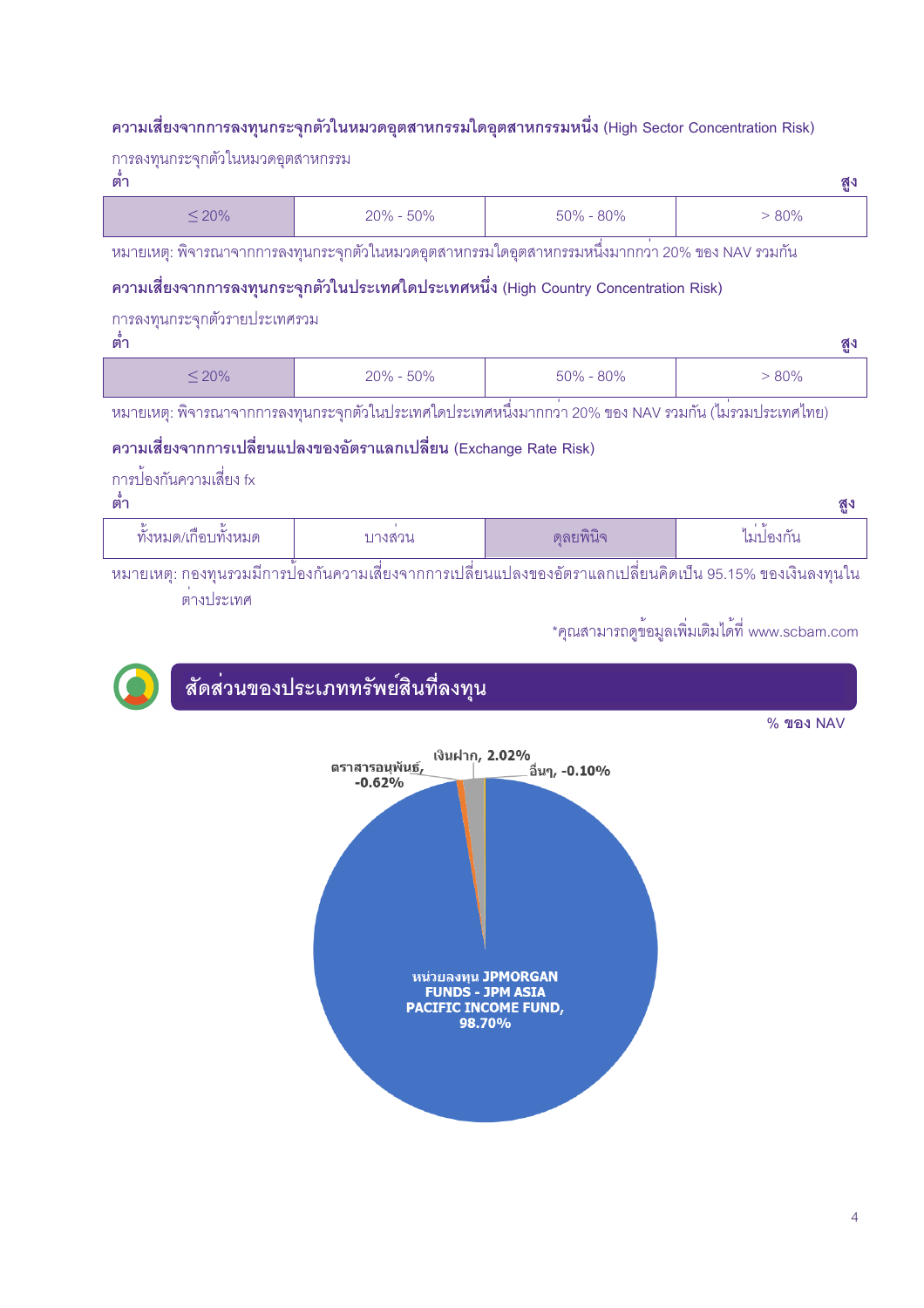**ความเสี่ยงจากการลงทุนกระจุกตัวในหมวดอุตสาหกรรมใดอุตสาหกรรมหนึ่ง** (High Sector Concentration Risk)

การลงทุนกระจุกตัวในหมวดอุตสาหกรรม

ต่ำ | สูง

| | | | |
|---|---|---|---|
| ≤ 20% | 20% - 50% | 50% - 80% | > 80% |

หมายเหตุ: พิจารณาจากการลงทุนกระจุกตัวในหมวดอุตสาหกรรมใดอุตสาหกรรมหนึ่งมากกว่า 20% ของ NAV รวมกัน

**ความเสี่ยงจากการลงทุนกระจุกตัวในประเทศใดประเทศหนึ่ง** (High Country Concentration Risk)

การลงทุนกระจุกตัวรายประเทศรวม

ต่ำ | สูง

| | | | |
|---|---|---|---|
| ≤ 20% | 20% - 50% | 50% - 80% | > 80% |

หมายเหตุ: พิจารณาจากการลงทุนกระจุกตัวในประเทศใดประเทศหนึ่งมากกว่า 20% ของ NAV รวมกัน (ไม่รวมประเทศไทย)

**ความเสี่ยงจากการเปลี่ยนแปลงของอัตราแลกเปลี่ยน** (Exchange Rate Risk)

การป้องกันความเสี่ยง fx

ต่ำ | สูง

| | | | |
|---|---|---|---|
| ทั้งหมด/เกือบทั้งหมด | บางส่วน | ดุลยพินิจ | ไม่ป้องกัน |

หมายเหตุ: กองทุนรวมมีการป้องกันความเสี่ยงจากการเปลี่ยนแปลงของอัตราแลกเปลี่ยนคิดเป็น 95.15% ของเงินลงทุนในต่างประเทศ

*คุณสามารถดูข้อมูลเพิ่มเติมได้ที่ www.scbam.com

## สัดส่วนของประเภททรัพย์สินที่ลงทุน

% ของ NAV

เงินฝาก, 2.02%
ตราสารอนุพันธ์, -0.62%
อื่นๆ, -0.10%
หน่วยลงทุน JPMORGAN FUNDS - JPM ASIA PACIFIC INCOME FUND, 98.70%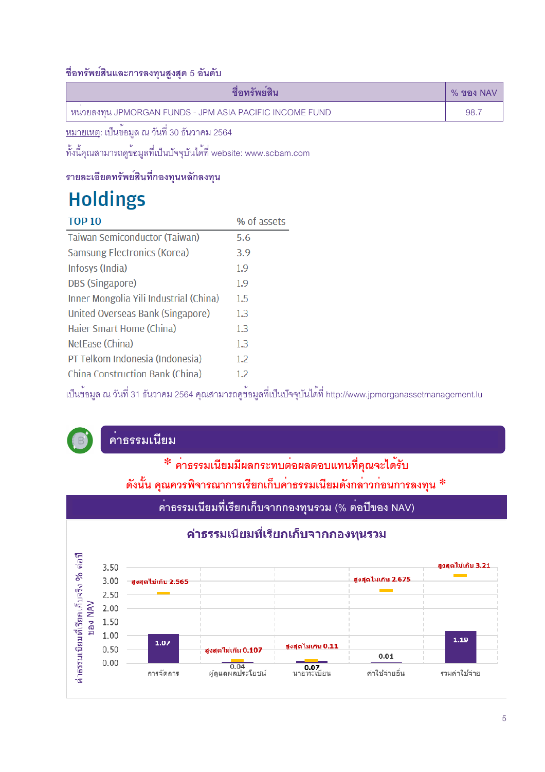### ชื่อทรัพย์สินและการลงทุนสูงสุด 5 อันดับ

| ชื่อทรัพย์สิน | % ของ NAV |
|---|---|
| หน่วยลงทุน JPMORGAN FUNDS - JPM ASIA PACIFIC INCOME FUND | 98.7 |

หมายเหตุ: เป็นข้อมูล ณ วันที่ 30 ธันวาคม 2564

ทั้งนี้คุณสามารถดูข้อมูลที่เป็นปัจจุบันได้ที่ website: www.scbam.com

### รายละเอียดทรัพย์สินที่กองทุนหลักลงทุน

## Holdings

| TOP 10 | % of assets |
|---|---|
| Taiwan Semiconductor (Taiwan) | 5.6 |
| Samsung Electronics (Korea) | 3.9 |
| Infosys (India) | 1.9 |
| DBS (Singapore) | 1.9 |
| Inner Mongolia Yili Industrial (China) | 1.5 |
| United Overseas Bank (Singapore) | 1.3 |
| Haier Smart Home (China) | 1.3 |
| NetEase (China) | 1.3 |
| PT Telkom Indonesia (Indonesia) | 1.2 |
| China Construction Bank (China) | 1.2 |

เป็นข้อมูล ณ วันที่ 31 ธันวาคม 2564 คุณสามารถดูข้อมูลที่เป็นปัจจุบันได้ที่ http://www.jpmorganassetmanagement.lu

## ค่าธรรมเนียม

**\* ค่าธรรมเนียมมีผลกระทบต่อผลตอบแทนที่คุณจะได้รับ**
**ดังนั้น คุณควรพิจารณาการเรียกเก็บค่าธรรมเนียมดังกล่าวก่อนการลงทุน \***

### ค่าธรรมเนียมที่เรียกเก็บจากกองทุนรวม (% ต่อปีของ NAV)

ค่าธรรมเนียมที่เรียกเก็บจากกองทุนรวม

ค่าธรรมเนียมที่เรียกเก็บจริง % ต่อปี ของ NAV

3.50
3.00
2.50
2.00
1.50
1.00
0.50
0.00

การจัดการ: 1.07 — สูงสุดไม่เกิน 2.565
ผู้ดูแลผลประโยชน์: 0.04 — สูงสุดไม่เกิน 0.107
นายทะเบียน: 0.07 — สูงสุดไม่เกิน 0.11
ค่าใช้จ่ายอื่น: 0.01 — สูงสุดไม่เกิน 2.675
รวมค่าใช้จ่าย: 1.19 — สูงสุดไม่เกิน 3.21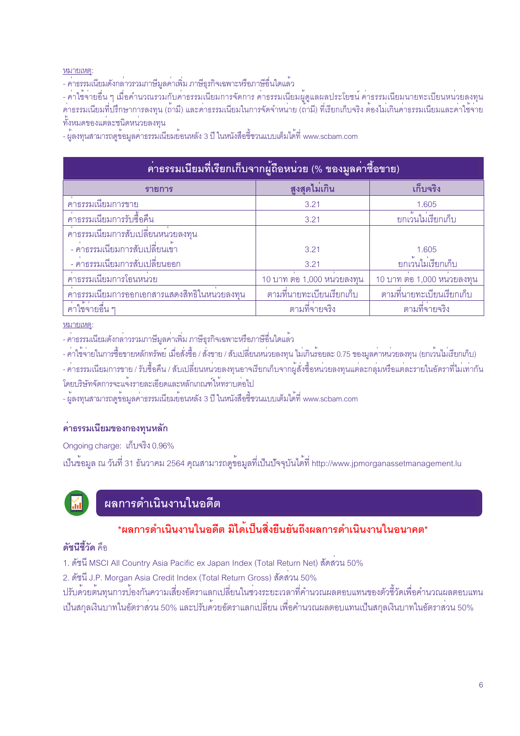หมายเหตุ:

- ค่าธรรมเนียมดังกล่าวรวมภาษีมูลค่าเพิ่ม ภาษีธุรกิจเฉพาะหรือภาษีอื่นใดแล้ว
- ค่าใช้จ่ายอื่น ๆ เมื่อคำนวณรวมกับค่าธรรมเนียมการจัดการ ค่าธรรมเนียมผู้ดูแลผลประโยชน์ ค่าธรรมเนียมนายทะเบียนหน่วยลงทุน ค่าธรรมเนียมที่ปรึกษาการลงทุน (ถ้ามี) และค่าธรรมเนียมในการจัดจำหน่าย (ถ้ามี) ที่เรียกเก็บจริง ต้องไม่เกินค่าธรรมเนียมและค่าใช้จ่ายทั้งหมดของแต่ละชนิดหน่วยลงทุน
- ผู้ลงทุนสามารถดูข้อมูลค่าธรรมเนียมย้อนหลัง 3 ปี ในหนังสือชี้ชวนแบบเต็มได้ที่ www.scbam.com

**ค่าธรรมเนียมที่เรียกเก็บจากผู้ถือหน่วย (% ของมูลค่าซื้อขาย)**

| รายการ | สูงสุดไม่เกิน | เก็บจริง |
|---|---|---|
| ค่าธรรมเนียมการขาย | 3.21 | 1.605 |
| ค่าธรรมเนียมการรับซื้อคืน | 3.21 | ยกเว้นไม่เรียกเก็บ |
| ค่าธรรมเนียมการสับเปลี่ยนหน่วยลงทุน | | |
| - ค่าธรรมเนียมการสับเปลี่ยนเข้า | 3.21 | 1.605 |
| - ค่าธรรมเนียมการสับเปลี่ยนออก | 3.21 | ยกเว้นไม่เรียกเก็บ |
| ค่าธรรมเนียมการโอนหน่วย | 10 บาท ต่อ 1,000 หน่วยลงทุน | 10 บาท ต่อ 1,000 หน่วยลงทุน |
| ค่าธรรมเนียมการออกเอกสารแสดงสิทธิในหน่วยลงทุน | ตามที่นายทะเบียนเรียกเก็บ | ตามที่นายทะเบียนเรียกเก็บ |
| ค่าใช้จ่ายอื่น ๆ | ตามที่จ่ายจริง | ตามที่จ่ายจริง |

หมายเหตุ:

- ค่าธรรมเนียมดังกล่าวรวมภาษีมูลค่าเพิ่ม ภาษีธุรกิจเฉพาะหรือภาษีอื่นใดแล้ว
- ค่าใช้จ่ายในการซื้อขายหลักทรัพย์ เมื่อสั่งซื้อ / สั่งขาย / สับเปลี่ยนหน่วยลงทุน ไม่เกินร้อยละ 0.75 ของมูลค่าหน่วยลงทุน (ยกเว้นไม่เรียกเก็บ)
- ค่าธรรมเนียมการขาย / รับซื้อคืน / สับเปลี่ยนหน่วยลงทุนอาจเรียกเก็บจากผู้สั่งซื้อหน่วยลงทุนแต่ละกลุ่มหรือแต่ละรายในอัตราที่ไม่เท่ากัน โดยบริษัทจัดการจะแจ้งรายละเอียดและหลักเกณฑ์ให้ทราบต่อไป
- ผู้ลงทุนสามารถดูข้อมูลค่าธรรมเนียมย้อนหลัง 3 ปี ในหนังสือชี้ชวนแบบเต็มได้ที่ www.scbam.com

**ค่าธรรมเนียมของกองทุนหลัก**

Ongoing charge: เก็บจริง 0.96%

เป็นข้อมูล ณ วันที่ 31 ธันวาคม 2564 คุณสามารถดูข้อมูลที่เป็นปัจจุบันได้ที่ http://www.jpmorganassetmanagement.lu

## ผลการดำเนินงานในอดีต

**\*ผลการดำเนินงานในอดีต มิได้เป็นสิ่งยืนยันถึงผลการดำเนินงานในอนาคต\***

**ดัชนีชี้วัด** คือ

1. ดัชนี MSCI All Country Asia Pacific ex Japan Index (Total Return Net) สัดส่วน 50%
2. ดัชนี J.P. Morgan Asia Credit Index (Total Return Gross) สัดส่วน 50%

ปรับด้วยต้นทุนการป้องกันความเสี่ยงอัตราแลกเปลี่ยนในช่วงระยะเวลาที่คำนวณผลตอบแทนของตัวชี้วัดเพื่อคำนวณผลตอบแทนเป็นสกุลเงินบาทในอัตราส่วน 50% และปรับด้วยอัตราแลกเปลี่ยน เพื่อคำนวณผลตอบแทนเป็นสกุลเงินบาทในอัตราส่วน 50%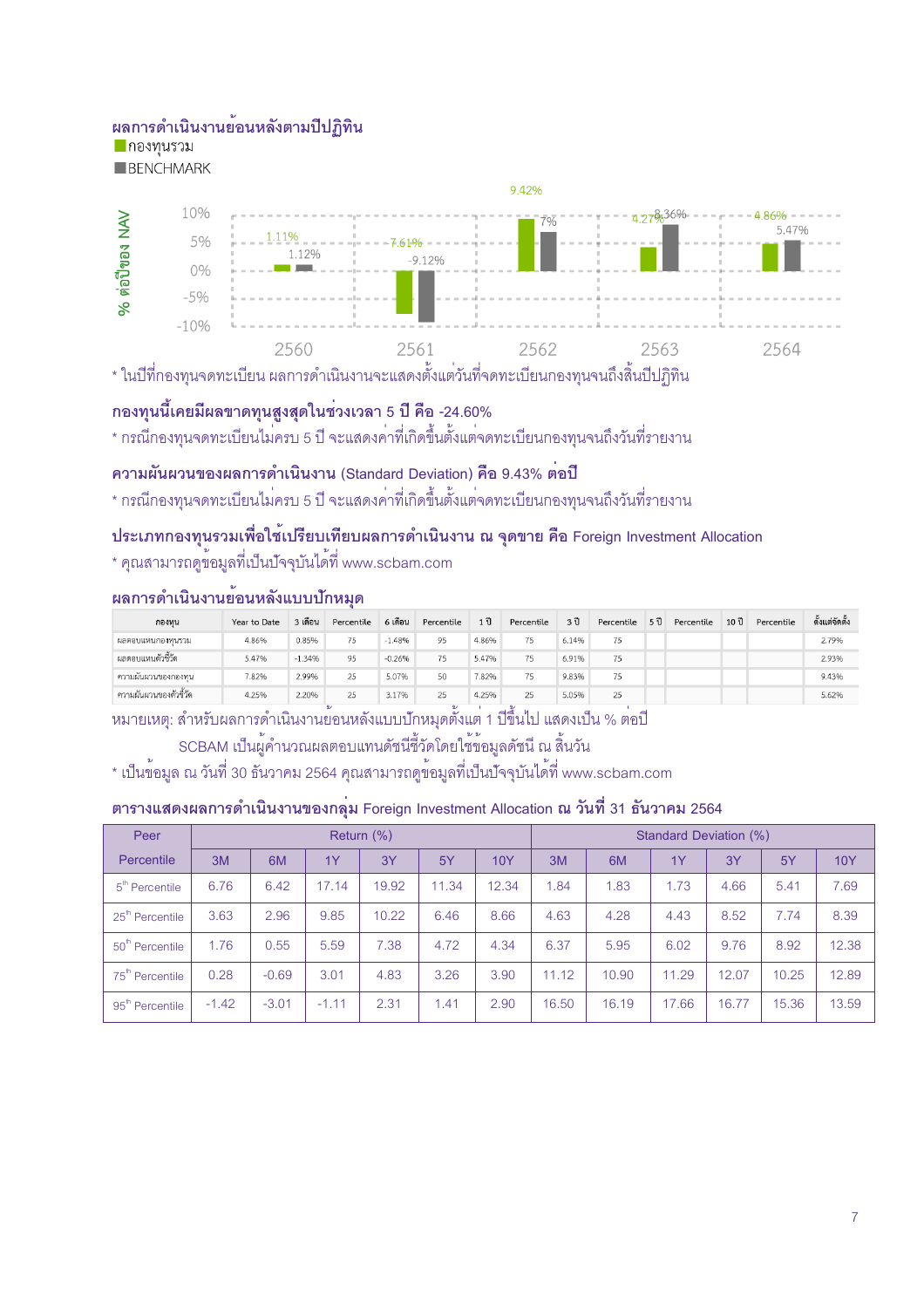## ผลการดำเนินงานย้อนหลังตามปีปฏิทิน

กองทุนรวม
BENCHMARK

% ต่อปีของ NAV

10%
5%
0%
-5%
-10%

1.11%
1.12%
-7.61%
-9.12%
9.42%
7%
4.27%
8.36%
4.86%
5.47%

2560
2561
2562
2563
2564

* ในปีที่กองทุนจดทะเบียน ผลการดำเนินงานจะแสดงตั้งแต่วันที่จดทะเบียนกองทุนจนถึงสิ้นปีปฏิทิน

### กองทุนนี้เคยมีผลขาดทุนสูงสุดในช่วงเวลา 5 ปี คือ -24.60%

* กรณีกองทุนจดทะเบียนไม่ครบ 5 ปี จะแสดงค่าที่เกิดขึ้นตั้งแต่จดทะเบียนกองทุนจนถึงวันที่รายงาน

### ความผันผวนของผลการดำเนินงาน (Standard Deviation) คือ 9.43% ต่อปี

* กรณีกองทุนจดทะเบียนไม่ครบ 5 ปี จะแสดงค่าที่เกิดขึ้นตั้งแต่จดทะเบียนกองทุนจนถึงวันที่รายงาน

### ประเภทกองทุนรวมเพื่อใช้เปรียบเทียบผลการดำเนินงาน ณ จุดขาย คือ Foreign Investment Allocation

* คุณสามารถดูข้อมูลที่เป็นปัจจุบันได้ที่ www.scbam.com

### ผลการดำเนินงานย้อนหลังแบบปักหมุด

| กองทุน | Year to Date | 3 เดือน | Percentile | 6 เดือน | Percentile | 1 ปี | Percentile | 3 ปี | Percentile | 5 ปี | Percentile | 10 ปี | Percentile | ตั้งแต่จัดตั้ง |
|---|---|---|---|---|---|---|---|---|---|---|---|---|---|---|
| ผลตอบแทนกองทุนรวม | 4.86% | 0.85% | 75 | -1.48% | 95 | 4.86% | 75 | 6.14% | 75 | | | | | 2.79% |
| ผลตอบแทนตัวชี้วัด | 5.47% | -1.34% | 95 | -0.26% | 75 | 5.47% | 75 | 6.91% | 75 | | | | | 2.93% |
| ความผันผวนของกองทุน | 7.82% | 2.99% | 25 | 5.07% | 50 | 7.82% | 75 | 9.83% | 75 | | | | | 9.43% |
| ความผันผวนของตัวชี้วัด | 4.25% | 2.20% | 25 | 3.17% | 25 | 4.25% | 25 | 5.05% | 25 | | | | | 5.62% |

หมายเหตุ: สำหรับผลการดำเนินงานย้อนหลังแบบปักหมุดตั้งแต่ 1 ปีขึ้นไป แสดงเป็น % ต่อปี
SCBAM เป็นผู้คำนวณผลตอบแทนดัชนีชี้วัดโดยใช้ข้อมูลดัชนี ณ สิ้นวัน

* เป็นข้อมูล ณ วันที่ 30 ธันวาคม 2564 คุณสามารถดูข้อมูลที่เป็นปัจจุบันได้ที่ www.scbam.com

### ตารางแสดงผลการดำเนินงานของกลุ่ม Foreign Investment Allocation ณ วันที่ 31 ธันวาคม 2564

| Peer Percentile | Return (%) | | | | | | Standard Deviation (%) | | | | | |
|---|---|---|---|---|---|---|---|---|---|---|---|---|
| | 3M | 6M | 1Y | 3Y | 5Y | 10Y | 3M | 6M | 1Y | 3Y | 5Y | 10Y |
| 5th Percentile | 6.76 | 6.42 | 17.14 | 19.92 | 11.34 | 12.34 | 1.84 | 1.83 | 1.73 | 4.66 | 5.41 | 7.69 |
| 25th Percentile | 3.63 | 2.96 | 9.85 | 10.22 | 6.46 | 8.66 | 4.63 | 4.28 | 4.43 | 8.52 | 7.74 | 8.39 |
| 50th Percentile | 1.76 | 0.55 | 5.59 | 7.38 | 4.72 | 4.34 | 6.37 | 5.95 | 6.02 | 9.76 | 8.92 | 12.38 |
| 75th Percentile | 0.28 | -0.69 | 3.01 | 4.83 | 3.26 | 3.90 | 11.12 | 10.90 | 11.29 | 12.07 | 10.25 | 12.89 |
| 95th Percentile | -1.42 | -3.01 | -1.11 | 2.31 | 1.41 | 2.90 | 16.50 | 16.19 | 17.66 | 16.77 | 15.36 | 13.59 |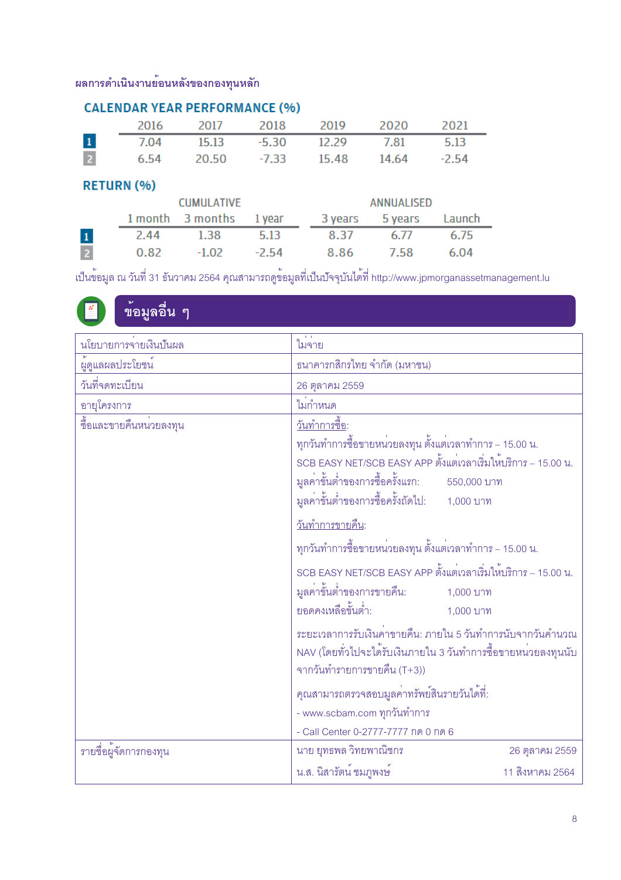ผลการดำเนินงานย้อนหลังของกองทุนหลัก

## CALENDAR YEAR PERFORMANCE (%)

| | 2016 | 2017 | 2018 | 2019 | 2020 | 2021 |
|---|---|---|---|---|---|---|
| 1 | 7.04 | 15.13 | -5.30 | 12.29 | 7.81 | 5.13 |
| 2 | 6.54 | 20.50 | -7.33 | 15.48 | 14.64 | -2.54 |

## RETURN (%)

| | CUMULATIVE | | | ANNUALISED | | |
|---|---|---|---|---|---|---|
| | 1 month | 3 months | 1 year | 3 years | 5 years | Launch |
| 1 | 2.44 | 1.38 | 5.13 | 8.37 | 6.77 | 6.75 |
| 2 | 0.82 | -1.02 | -2.54 | 8.86 | 7.58 | 6.04 |

เป็นข้อมูล ณ วันที่ 31 ธันวาคม 2564 คุณสามารถดูข้อมูลที่เป็นปัจจุบันได้ที่ http://www.jpmorganassetmanagement.lu

## ข้อมูลอื่น ๆ

| | |
|---|---|
| นโยบายการจ่ายเงินปันผล | ไม่จ่าย |
| ผู้ดูแลผลประโยชน์ | ธนาคารกสิกรไทย จำกัด (มหาชน) |
| วันที่จดทะเบียน | 26 ตุลาคม 2559 |
| อายุโครงการ | ไม่กำหนด |
| ซื้อและขายคืนหน่วยลงทุน | วันทำการซื้อ:<br>ทุกวันทำการซื้อขายหน่วยลงทุน ตั้งแต่เวลาทำการ – 15.00 น.<br>SCB EASY NET/SCB EASY APP ตั้งแต่เวลาเริ่มให้บริการ – 15.00 น.<br>มูลค่าขั้นต่ำของการซื้อครั้งแรก: 550,000 บาท<br>มูลค่าขั้นต่ำของการซื้อครั้งถัดไป: 1,000 บาท<br>วันทำการขายคืน:<br>ทุกวันทำการซื้อขายหน่วยลงทุน ตั้งแต่เวลาทำการ – 15.00 น.<br>SCB EASY NET/SCB EASY APP ตั้งแต่เวลาเริ่มให้บริการ – 15.00 น.<br>มูลค่าขั้นต่ำของการขายคืน: 1,000 บาท<br>ยอดคงเหลือขั้นต่ำ: 1,000 บาท<br>ระยะเวลาการรับเงินค่าขายคืน: ภายใน 5 วันทำการนับจากวันคำนวณ NAV (โดยทั่วไปจะได้รับเงินภายใน 3 วันทำการซื้อขายหน่วยลงทุนนับจากวันทำรายการขายคืน (T+3))<br>คุณสามารถตรวจสอบมูลค่าทรัพย์สินรายวันได้ที่:<br>- www.scbam.com ทุกวันทำการ<br>- Call Center 0-2777-7777 กด 0 กด 6 |
| รายชื่อผู้จัดการกองทุน | นาย ยุทธพล วิทยพาณิชกร 26 ตุลาคม 2559<br>น.ส. นิสารัตน์ ชมภูพงษ์ 11 สิงหาคม 2564 |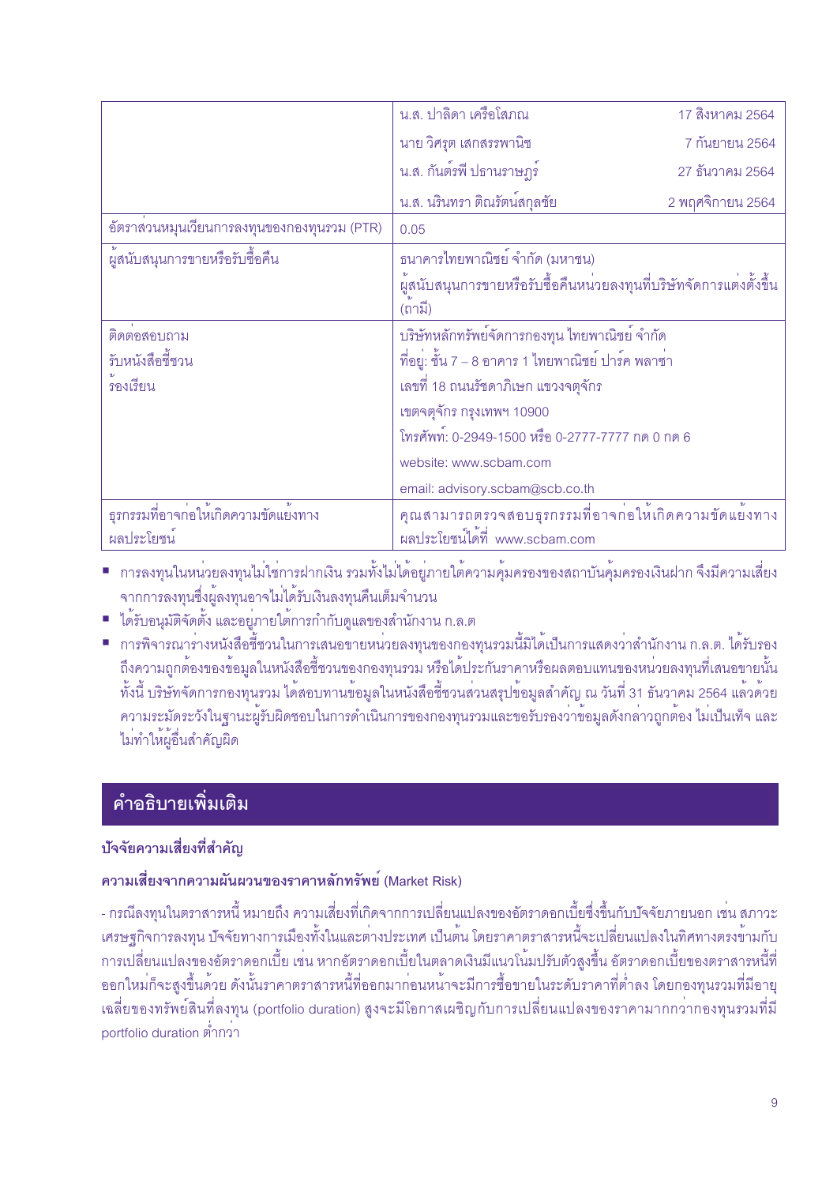| | | |
|---|---|---|
| | น.ส. ปาลิดา เครือโสภณ | 17 สิงหาคม 2564 |
| | นาย วิศรุต เสกสรรพานิช | 7 กันยายน 2564 |
| | น.ส. กันต์รพี ปรานราษฎร์ | 27 ธันวาคม 2564 |
| | น.ส. นรินทรา ติณรัตน์สกุลชัย | 2 พฤศจิกายน 2564 |
| อัตราส่วนหมุนเวียนการลงทุนของกองทุนรวม (PTR) | 0.05 | |
| ผู้สนับสนุนการขายหรือรับซื้อคืน | ธนาคารไทยพาณิชย์ จำกัด (มหาชน)<br>ผู้สนับสนุนการขายหรือรับซื้อคืนหน่วยลงทุนที่บริษัทจัดการแต่งตั้งขึ้น (ถ้ามี) | |
| ติดต่อสอบถาม<br>รับหนังสือชี้ชวน<br>ร้องเรียน | บริษัทหลักทรัพย์จัดการกองทุน ไทยพาณิชย์ จำกัด<br>ที่อยู่: ชั้น 7 – 8 อาคาร 1 ไทยพาณิชย์ ปาร์ค พลาซ่า<br>เลขที่ 18 ถนนรัชดาภิเษก แขวงจตุจักร<br>เขตจตุจักร กรุงเทพฯ 10900<br>โทรศัพท์: 0-2949-1500 หรือ 0-2777-7777 กด 0 กด 6<br>website: www.scbam.com<br>email: advisory.scbam@scb.co.th | |
| ธุรกรรมที่อาจก่อให้เกิดความขัดแย้งทางผลประโยชน์ | คุณสามารถตรวจสอบธุรกรรมที่อาจก่อให้เกิดความขัดแย้งทางผลประโยชน์ได้ที่ www.scbam.com | |

- การลงทุนในหน่วยลงทุนไม่ใช่การฝากเงิน รวมทั้งไม่ได้อยู่ภายใต้ความคุ้มครองของสถาบันคุ้มครองเงินฝาก จึงมีความเสี่ยงจากการลงทุนซึ่งผู้ลงทุนอาจไม่ได้รับเงินลงทุนคืนเต็มจำนวน
- ได้รับอนุมัติจัดตั้ง และอยู่ภายใต้การกำกับดูแลของสำนักงาน ก.ล.ต
- การพิจารณาร่างหนังสือชี้ชวนในการเสนอขายหน่วยลงทุนของกองทุนรวมนี้มิได้เป็นการแสดงว่าสำนักงาน ก.ล.ต. ได้รับรองถึงความถูกต้องของข้อมูลในหนังสือชี้ชวนของกองทุนรวม หรือได้ประกันราคาหรือผลตอบแทนของหน่วยลงทุนที่เสนอขายนั้น ทั้งนี้ บริษัทจัดการกองทุนรวม ได้สอบทานข้อมูลในหนังสือชี้ชวนส่วนสรุปข้อมูลสำคัญ ณ วันที่ 31 ธันวาคม 2564 แล้วด้วยความระมัดระวังในฐานะผู้รับผิดชอบในการดำเนินการของกองทุนรวมและขอรับรองว่าข้อมูลดังกล่าวถูกต้อง ไม่เป็นเท็จ และไม่ทำให้ผู้อื่นสำคัญผิด

## คำอธิบายเพิ่มเติม

**ปัจจัยความเสี่ยงที่สำคัญ**

**ความเสี่ยงจากความผันผวนของราคาหลักทรัพย์** (Market Risk)

- กรณีลงทุนในตราสารหนี้ หมายถึง ความเสี่ยงที่เกิดจากการเปลี่ยนแปลงของอัตราดอกเบี้ยซึ่งขึ้นกับปัจจัยภายนอก เช่น สภาวะเศรษฐกิจการลงทุน ปัจจัยทางการเมืองทั้งในและต่างประเทศ เป็นต้น โดยราคาตราสารหนี้จะเปลี่ยนแปลงในทิศทางตรงข้ามกับการเปลี่ยนแปลงของอัตราดอกเบี้ย เช่น หากอัตราดอกเบี้ยในตลาดเงินมีแนวโน้มปรับตัวสูงขึ้น อัตราดอกเบี้ยของตราสารหนี้ที่ออกใหม่ก็จะสูงขึ้นด้วย ดังนั้นราคาตราสารหนี้ที่ออกมาก่อนหน้าจะมีการซื้อขายในระดับราคาที่ต่ำลง โดยกองทุนรวมที่มีอายุเฉลี่ยของทรัพย์สินที่ลงทุน (portfolio duration) สูงจะมีโอกาสเผชิญกับการเปลี่ยนแปลงของราคามากกว่ากองทุนรวมที่มี portfolio duration ต่ำกว่า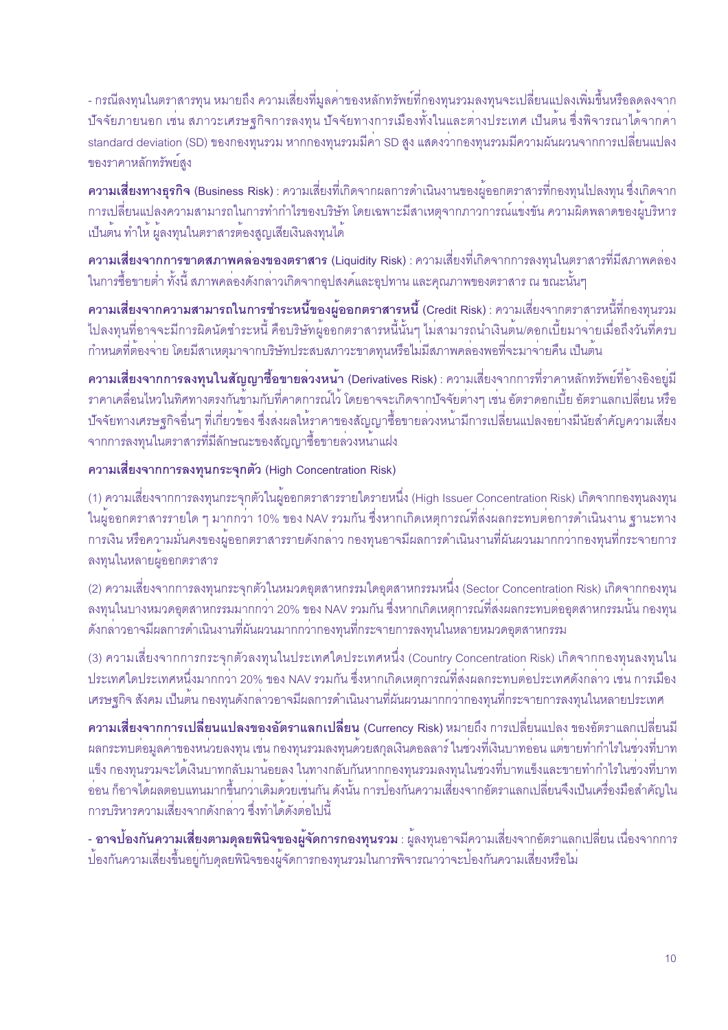- กรณีลงทุนในตราสารทุน หมายถึง ความเสี่ยงที่มูลค่าของหลักทรัพย์ที่กองทุนรวมลงทุนจะเปลี่ยนแปลงเพิ่มขึ้นหรือลดลงจากปัจจัยภายนอก เช่น สภาวะเศรษฐกิจการลงทุน ปัจจัยทางการเมืองทั้งในและต่างประเทศ เป็นต้น ซึ่งพิจารณาได้จากค่า standard deviation (SD) ของกองทุนรวม หากกองทุนรวมมีค่า SD สูง แสดงว่ากองทุนรวมมีความผันผวนจากการเปลี่ยนแปลงของราคาหลักทรัพย์สูง

**ความเสี่ยงทางธุรกิจ** (Business Risk) : ความเสี่ยงที่เกิดจากผลการดำเนินงานของผู้ออกตราสารที่กองทุนไปลงทุน ซึ่งเกิดจากการเปลี่ยนแปลงความสามารถในการทำกำไรของบริษัท โดยเฉพาะมีสาเหตุจากภาวการณ์แข่งขัน ความผิดพลาดของผู้บริหาร เป็นต้น ทำให้ ผู้ลงทุนในตราสารต้องสูญเสียเงินลงทุนได้

**ความเสี่ยงจากการขาดสภาพคล่องของตราสาร** (Liquidity Risk) : ความเสี่ยงที่เกิดจากการลงทุนในตราสารที่มีสภาพคล่องในการซื้อขายต่ำ ทั้งนี้ สภาพคล่องดังกล่าวเกิดจากอุปสงค์และอุปทาน และคุณภาพของตราสาร ณ ขณะนั้นๆ

**ความเสี่ยงจากความสามารถในการชำระหนี้ของผู้ออกตราสารหนี้** (Credit Risk) : ความเสี่ยงจากตราสารหนี้ที่กองทุนรวมไปลงทุนที่อาจจะมีการผิดนัดชำระหนี้ คือบริษัทผู้ออกตราสารหนี้นั้นๆ ไม่สามารถนำเงินต้น/ดอกเบี้ยมาจ่ายเมื่อถึงวันที่ครบกำหนดที่ต้องจ่าย โดยมีสาเหตุมาจากบริษัทประสบสภาวะขาดทุนหรือไม่มีสภาพคล่องพอที่จะมาจ่ายคืน เป็นต้น

**ความเสี่ยงจากการลงทุนในสัญญาซื้อขายล่วงหน้า** (Derivatives Risk) : ความเสี่ยงจากการที่ราคาหลักทรัพย์ที่อ้างอิงอยู่มีราคาเคลื่อนไหวในทิศทางตรงกันข้ามกับที่คาดการณ์ไว้ โดยอาจจะเกิดจากปัจจัยต่างๆ เช่น อัตราดอกเบี้ย อัตราแลกเปลี่ยน หรือปัจจัยทางเศรษฐกิจอื่นๆ ที่เกี่ยวข้อง ซึ่งส่งผลให้ราคาของสัญญาซื้อขายล่วงหน้ามีการเปลี่ยนแปลงอย่างมีนัยสำคัญความเสี่ยงจากการลงทุนในตราสารที่มีลักษณะของสัญญาซื้อขายล่วงหน้าแฝง

**ความเสี่ยงจากการลงทุนกระจุกตัว** (High Concentration Risk)

(1) ความเสี่ยงจากการลงทุนกระจุกตัวในผู้ออกตราสารรายใดรายหนึ่ง (High Issuer Concentration Risk) เกิดจากกองทุนลงทุนในผู้ออกตราสารรายใด ๆ มากกว่า 10% ของ NAV รวมกัน ซึ่งหากเกิดเหตุการณ์ที่ส่งผลกระทบต่อการดำเนินงาน ฐานะทางการเงิน หรือความมั่นคงของผู้ออกตราสารรายดังกล่าว กองทุนอาจมีผลการดำเนินงานที่ผันผวนมากกว่ากองทุนที่กระจายการลงทุนในหลายผู้ออกตราสาร

(2) ความเสี่ยงจากการลงทุนกระจุกตัวในหมวดอุตสาหกรรมใดอุตสาหกรรมหนึ่ง (Sector Concentration Risk) เกิดจากกองทุนลงทุนในบางหมวดอุตสาหกรรมมากกว่า 20% ของ NAV รวมกัน ซึ่งหากเกิดเหตุการณ์ที่ส่งผลกระทบต่ออุตสาหกรรมนั้น กองทุนดังกล่าวอาจมีผลการดำเนินงานที่ผันผวนมากกว่ากองทุนที่กระจายการลงทุนในหลายหมวดอุตสาหกรรม

(3) ความเสี่ยงจากการกระจุกตัวลงทุนในประเทศใดประเทศหนึ่ง (Country Concentration Risk) เกิดจากกองทุนลงทุนในประเทศใดประเทศหนึ่งมากกว่า 20% ของ NAV รวมกัน ซึ่งหากเกิดเหตุการณ์ที่ส่งผลกระทบต่อประเทศดังกล่าว เช่น การเมือง เศรษฐกิจ สังคม เป็นต้น กองทุนดังกล่าวอาจมีผลการดำเนินงานที่ผันผวนมากกว่ากองทุนที่กระจายการลงทุนในหลายประเทศ

**ความเสี่ยงจากการเปลี่ยนแปลงของอัตราแลกเปลี่ยน** (Currency Risk) หมายถึง การเปลี่ยนแปลง ของอัตราแลกเปลี่ยนมีผลกระทบต่อมูลค่าของหน่วยลงทุน เช่น กองทุนรวมลงทุนด้วยสกุลเงินดอลลาร์ ในช่วงที่เงินบาทอ่อน แต่ขายทำกำไรในช่วงที่บาทแข็ง กองทุนรวมจะได้เงินบาทกลับมาน้อยลง ในทางกลับกันหากกองทุนรวมลงทุนในช่วงที่บาทแข็งและขายทำกำไรในช่วงที่บาทอ่อน ก็อาจได้ผลตอบแทนมากขึ้นกว่าเดิมด้วยเช่นกัน ดังนั้น การป้องกันความเสี่ยงจากอัตราแลกเปลี่ยนจึงเป็นเครื่องมือสำคัญในการบริหารความเสี่ยงจากดังกล่าว ซึ่งทำได้ดังต่อไปนี้

**- อาจป้องกันความเสี่ยงตามดุลยพินิจของผู้จัดการกองทุนรวม** : ผู้ลงทุนอาจมีความเสี่ยงจากอัตราแลกเปลี่ยน เนื่องจากการป้องกันความเสี่ยงขึ้นอยู่กับดุลยพินิจของผู้จัดการกองทุนรวมในการพิจารณาว่าจะป้องกันความเสี่ยงหรือไม่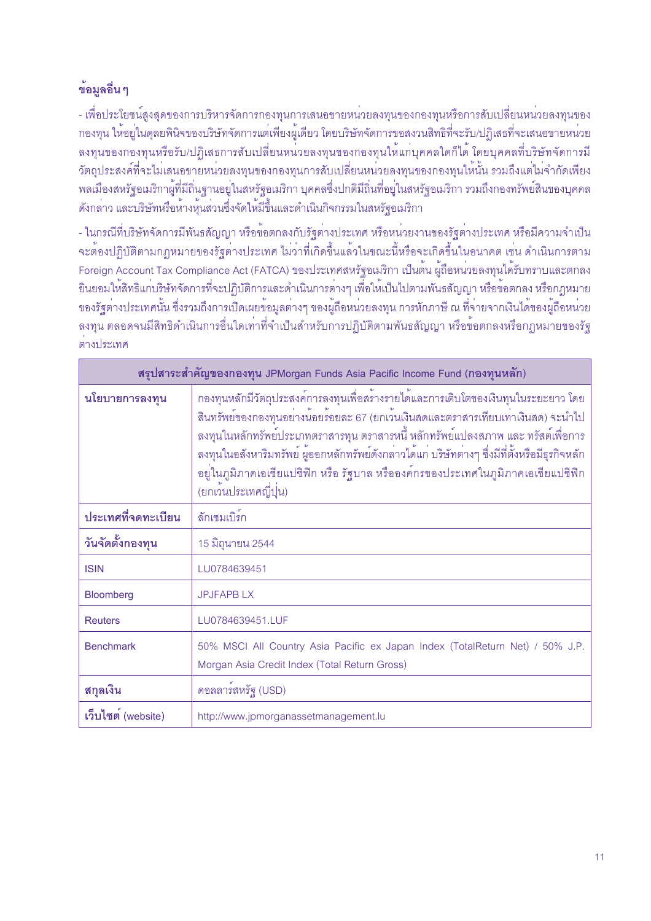## ข้อมูลอื่น ๆ

- เพื่อประโยชน์สูงสุดของการบริหารจัดการกองทุนการเสนอขายหน่วยลงทุนของกองทุนหรือการสับเปลี่ยนหน่วยลงทุนของกองทุน ให้อยู่ในดุลยพินิจของบริษัทจัดการแต่เพียงผู้เดียว โดยบริษัทจัดการขอสงวนสิทธิที่จะรับ/ปฏิเสธที่จะเสนอขายหน่วยลงทุนของกองทุนหรือรับ/ปฏิเสธการสับเปลี่ยนหน่วยลงทุนของกองทุนให้แก่บุคคลใดก็ได้ โดยบุคคลที่บริษัทจัดการมีวัตถุประสงค์ที่จะไม่เสนอขายหน่วยลงทุนของกองทุนการสับเปลี่ยนหน่วยลงทุนของกองทุนให้นั้น รวมถึงแต่ไม่จำกัดเพียงพลเมืองสหรัฐอเมริกาผู้ที่มีถิ่นฐานอยู่ในสหรัฐอเมริกา บุคคลซึ่งปกติมีถิ่นที่อยู่ในสหรัฐอเมริกา รวมถึงกองทรัพย์สินของบุคคลดังกล่าว และบริษัทหรือห้างหุ้นส่วนซึ่งจัดให้มีขึ้นและดำเนินกิจกรรมในสหรัฐอเมริกา

- ในกรณีที่บริษัทจัดการมีพันธสัญญา หรือข้อตกลงกับรัฐต่างประเทศ หรือหน่วยงานของรัฐต่างประเทศ หรือมีความจำเป็นจะต้องปฏิบัติตามกฎหมายของรัฐต่างประเทศ ไม่ว่าที่เกิดขึ้นแล้วในขณะนี้หรือจะเกิดขึ้นในอนาคต เช่น ดำเนินการตาม Foreign Account Tax Compliance Act (FATCA) ของประเทศสหรัฐอเมริกา เป็นต้น ผู้ถือหน่วยลงทุนได้รับทราบและตกลงยินยอมให้สิทธิแก่บริษัทจัดการที่จะปฏิบัติการและดำเนินการต่างๆ เพื่อให้เป็นไปตามพันธสัญญา หรือข้อตกลง หรือกฎหมายของรัฐต่างประเทศนั้น ซึ่งรวมถึงการเปิดเผยข้อมูลต่างๆ ของผู้ถือหน่วยลงทุน การหักภาษี ณ ที่จ่ายจากเงินได้ของผู้ถือหน่วยลงทุน ตลอดจนมีสิทธิดำเนินการอื่นใดเท่าที่จำเป็นสำหรับการปฏิบัติตามพันธสัญญา หรือข้อตกลงหรือกฎหมายของรัฐต่างประเทศ

| **สรุปสาระสำคัญของกองทุน** JPMorgan Funds Asia Pacific Income Fund (**กองทุนหลัก**) | |
|---|---|
| **นโยบายการลงทุน** | กองทุนหลักมีวัตถุประสงค์การลงทุนเพื่อสร้างรายได้และการเติบโตของเงินทุนในระยะยาว โดยสินทรัพย์ของกองทุนอย่างน้อยร้อยละ 67 (ยกเว้นเงินสดและตราสารเทียบเท่าเงินสด) จะนำไปลงทุนในหลักทรัพย์ประเภทตราสารทุน ตราสารหนี้ หลักทรัพย์แปลงสภาพ และ ทรัสต์เพื่อการลงทุนในอสังหาริมทรัพย์ ผู้ออกหลักทรัพย์ดังกล่าวได้แก่ บริษัทต่างๆ ซึ่งมีที่ตั้งหรือมีธุรกิจหลักอยู่ในภูมิภาคเอเชียแปซิฟิก หรือ รัฐบาล หรือองค์กรของประเทศในภูมิภาคเอเชียแปซิฟิก (ยกเว้นประเทศญี่ปุ่น) |
| **ประเทศที่จดทะเบียน** | ลักเซมเบิร์ก |
| **วันจัดตั้งกองทุน** | 15 มิถุนายน 2544 |
| ISIN | LU0784639451 |
| Bloomberg | JPJFAPB LX |
| Reuters | LU0784639451.LUF |
| Benchmark | 50% MSCI All Country Asia Pacific ex Japan Index (TotalReturn Net) / 50% J.P. Morgan Asia Credit Index (Total Return Gross) |
| **สกุลเงิน** | ดอลลาร์สหรัฐ (USD) |
| **เว็บไซต์** (website) | http://www.jpmorganassetmanagement.lu |